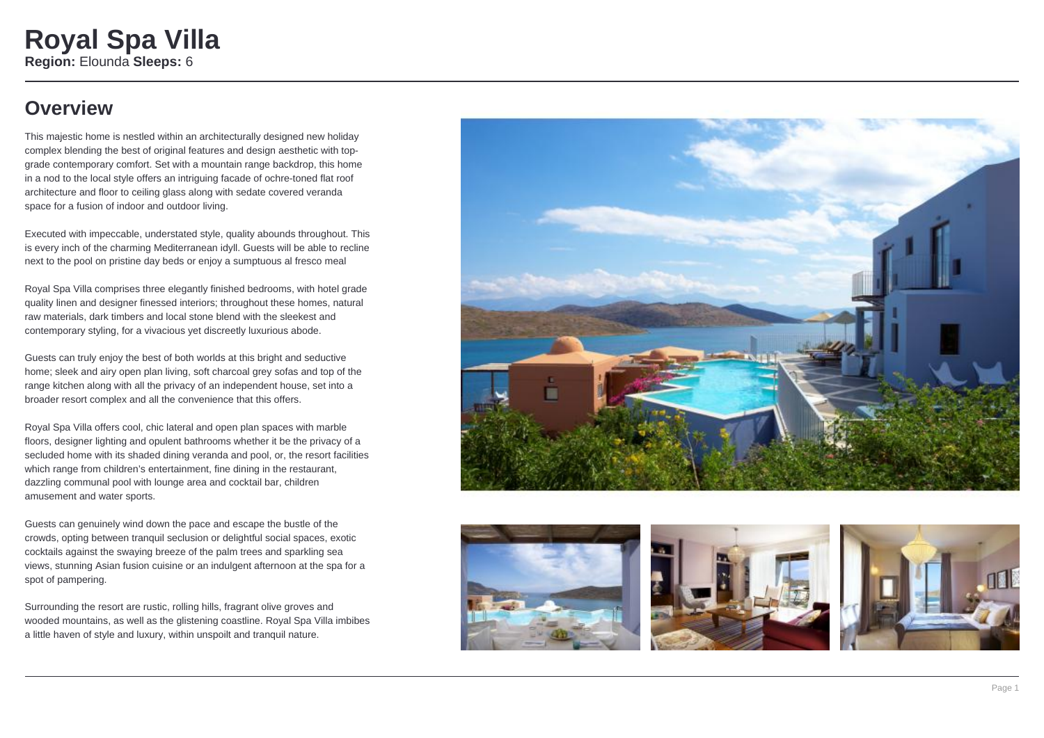# Royal Spa Villa

**Region:** Elounda **Sleeps:** 6

## Overview

This majestic home is nestled within an architecturally designed new holiday complex blending the best of original features and design aesthetic with top-grade contemporary comfort. Set with a mountain range backdrop, this home in a nod to the local style offers an intriguing facade of ochre-toned flat roof architecture and floor to ceiling glass along with sedate covered veranda space for a fusion of indoor and outdoor living.

Executed with impeccable, understated style, quality abounds throughout. This is every inch of the charming Mediterranean idyll. Guests will be able to recline next to the pool on pristine day beds or enjoy a sumptuous al fresco meal

Royal Spa Villa comprises three elegantly finished bedrooms, with hotel grade quality linen and designer finessed interiors; throughout these homes, natural raw materials, dark timbers and local stone blend with the sleekest and contemporary styling, for a vivacious yet discreetly luxurious abode.

Guests can truly enjoy the best of both worlds at this bright and seductive home; sleek and airy open plan living, soft charcoal grey sofas and top of the range kitchen along with all the privacy of an independent house, set into a broader resort complex and all the convenience that this offers.

Royal Spa Villa offers cool, chic lateral and open plan spaces with marble floors, designer lighting and opulent bathrooms whether it be the privacy of a secluded home with its shaded dining veranda and pool, or, the resort facilities which range from children's entertainment, fine dining in the restaurant, dazzling communal pool with lounge area and cocktail bar, children amusement and water sports.

Guests can genuinely wind down the pace and escape the bustle of the crowds, opting between tranquil seclusion or delightful social spaces, exotic cocktails against the swaying breeze of the palm trees and sparkling sea views, stunning Asian fusion cuisine or an indulgent afternoon at the spa for a spot of pampering.

Surrounding the resort are rustic, rolling hills, fragrant olive groves and wooded mountains, as well as the glistening coastline. Royal Spa Villa imbibes a little haven of style and luxury, within unspoilt and tranquil nature.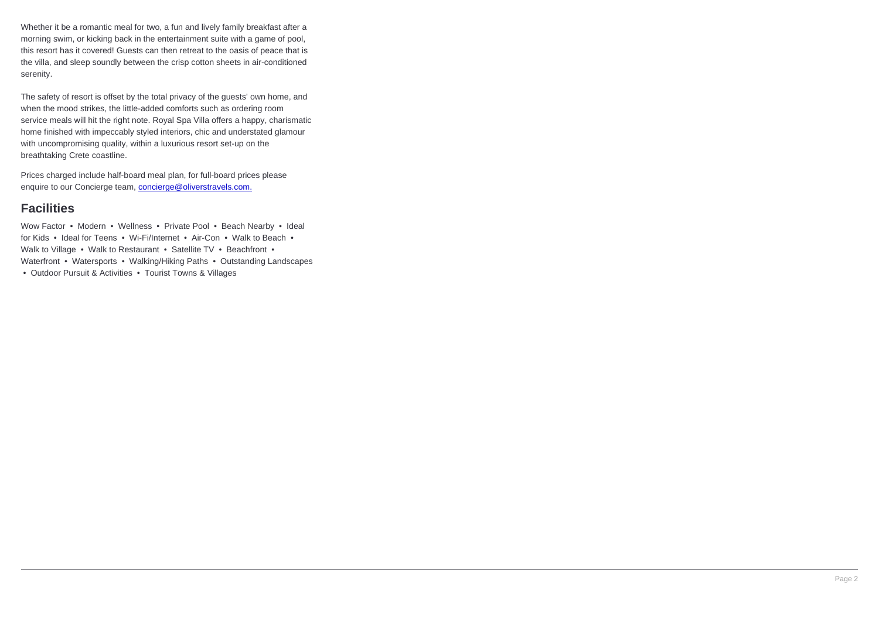Whether it be a romantic meal for two, a fun and lively family breakfast after a morning swim, or kicking back in the entertainment suite with a game of pool, this resort has it covered! Guests can then retreat to the oasis of peace that is the villa, and sleep soundly between the crisp cotton sheets in air-conditioned serenity.

The safety of resort is offset by the total privacy of the guests' own home, and when the mood strikes, the little-added comforts such as ordering room service meals will hit the right note. Royal Spa Villa offers a happy, charismatic home finished with impeccably styled interiors, chic and understated glamour with uncompromising quality, within a luxurious resort set-up on the breathtaking Crete coastline.

Prices charged include half-board meal plan, for full-board prices please enquire to our Concierge team, [concierge@oliverstravels.com.](mailto:concierge@oliverstravels.com)

## Facilities

Wow Factor • Modern • Wellness • Private Pool • Beach Nearby • Ideal for Kids • Ideal for Teens • Wi-Fi/Internet • Air-Con • Walk to Beach • Walk to Village • Walk to Restaurant • Satellite TV • Beachfront • Waterfront • Watersports • Walking/Hiking Paths • Outstanding Landscapes • Outdoor Pursuit & Activities • Tourist Towns & Villages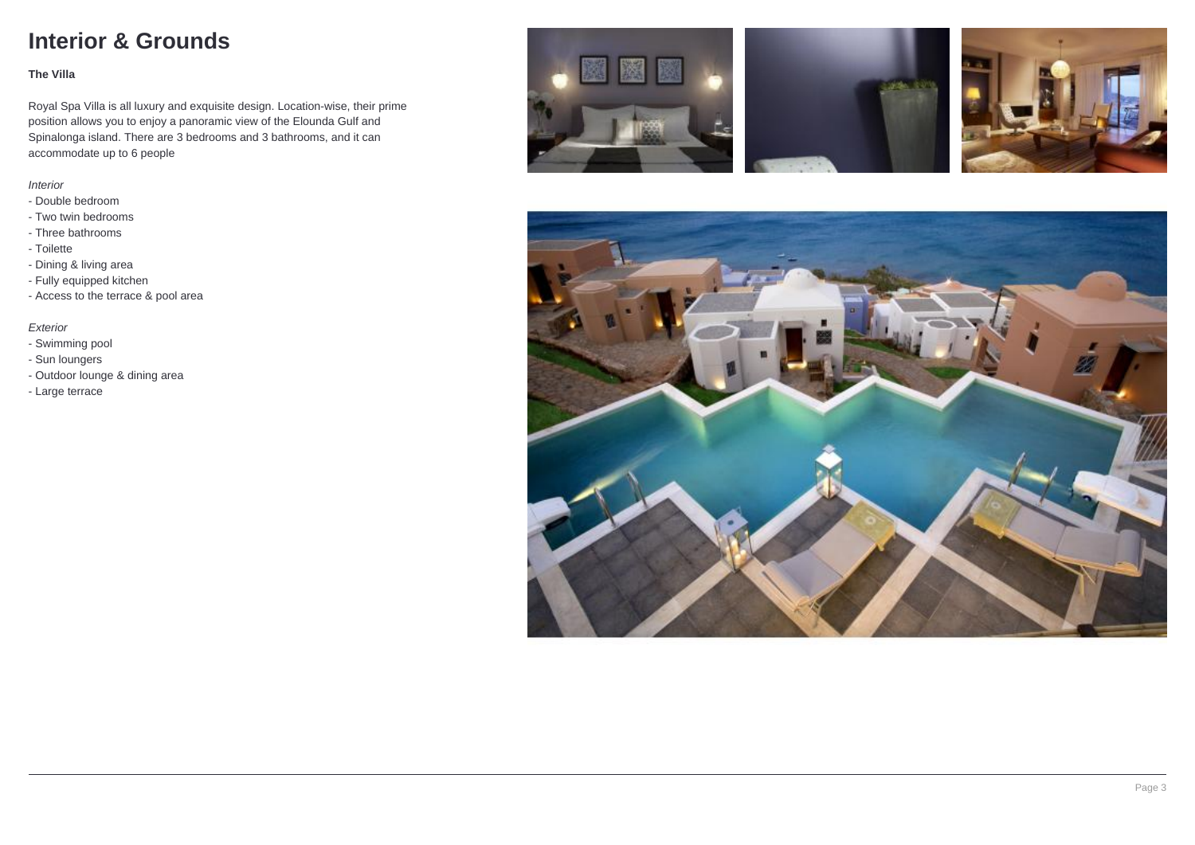# Interior & Grounds

**The Villa**

Royal Spa Villa is all luxury and exquisite design. Location-wise, their prime position allows you to enjoy a panoramic view of the Elounda Gulf and Spinalonga island. There are 3 bedrooms and 3 bathrooms, and it can accommodate up to 6 people

*Interior*

- Double bedroom
- Two twin bedrooms
- Three bathrooms
- Toilette
- Dining & living area
- Fully equipped kitchen
- Access to the terrace & pool area

*Exterior*

- Swimming pool
- Sun loungers
- Outdoor lounge & dining area
- Large terrace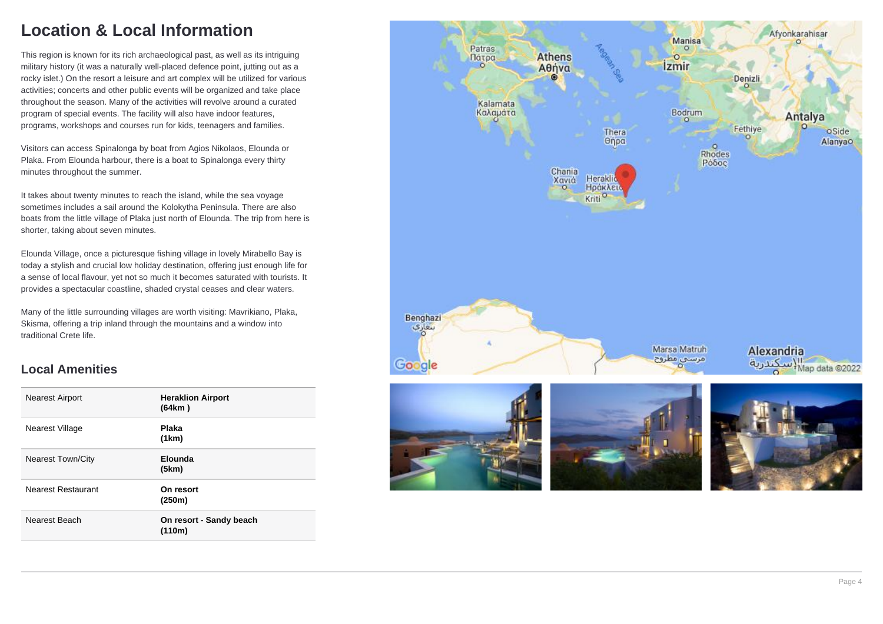# Location & Local Information

This region is known for its rich archaeological past, as well as its intriguing military history (it was a naturally well-placed defence point, jutting out as a rocky islet.) On the resort a leisure and art complex will be utilized for various activities; concerts and other public events will be organized and take place throughout the season. Many of the activities will revolve around a curated program of special events. The facility will also have indoor features, programs, workshops and courses run for kids, teenagers and families.

Visitors can access Spinalonga by boat from Agios Nikolaos, Elounda or Plaka. From Elounda harbour, there is a boat to Spinalonga every thirty minutes throughout the summer.

It takes about twenty minutes to reach the island, while the sea voyage sometimes includes a sail around the Kolokytha Peninsula. There are also boats from the little village of Plaka just north of Elounda. The trip from here is shorter, taking about seven minutes.

Elounda Village, once a picturesque fishing village in lovely Mirabello Bay is today a stylish and crucial low holiday destination, offering just enough life for a sense of local flavour, yet not so much it becomes saturated with tourists. It provides a spectacular coastline, shaded crystal ceases and clear waters.

Many of the little surrounding villages are worth visiting: Mavrikiano, Plaka, Skisma, offering a trip inland through the mountains and a window into traditional Crete life.

## Local Amenities

| | |
|---|---|
| Nearest Airport | **Heraklion Airport (64km )** |
| Nearest Village | **Plaka (1km)** |
| Nearest Town/City | **Elounda (5km)** |
| Nearest Restaurant | **On resort (250m)** |
| Nearest Beach | **On resort - Sandy beach (110m)** |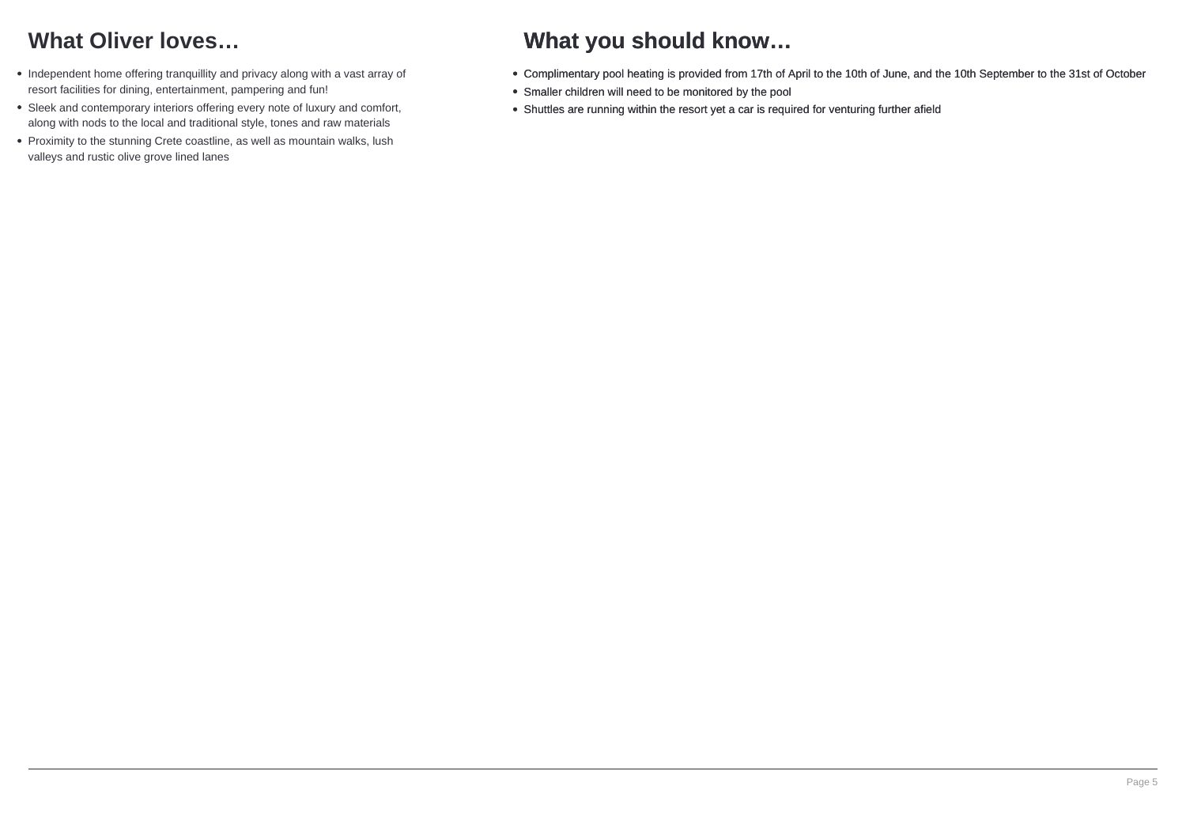## What Oliver loves…

- Independent home offering tranquillity and privacy along with a vast array of resort facilities for dining, entertainment, pampering and fun!
- Sleek and contemporary interiors offering every note of luxury and comfort, along with nods to the local and traditional style, tones and raw materials
- Proximity to the stunning Crete coastline, as well as mountain walks, lush valleys and rustic olive grove lined lanes

## What you should know…

- Complimentary pool heating is provided from 17th of April to the 10th of June, and the 10th September to the 31st of October
- Smaller children will need to be monitored by the pool
- Shuttles are running within the resort yet a car is required for venturing further afield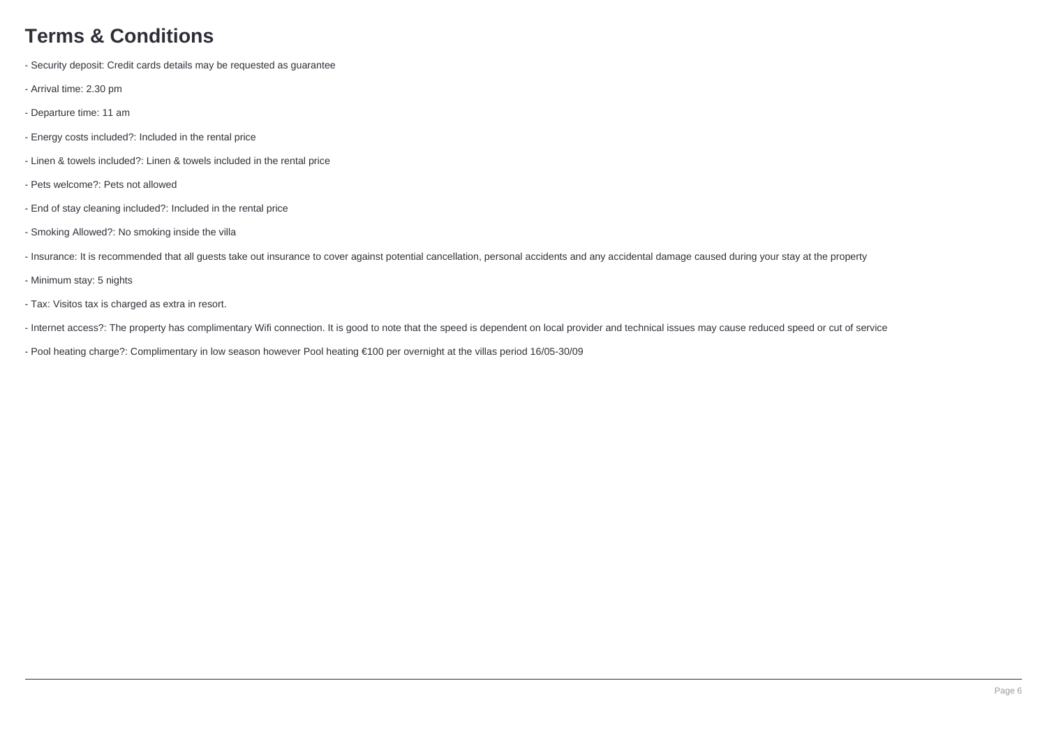# Terms & Conditions

- Security deposit: Credit cards details may be requested as guarantee
- Arrival time: 2.30 pm
- Departure time: 11 am
- Energy costs included?: Included in the rental price
- Linen & towels included?: Linen & towels included in the rental price
- Pets welcome?: Pets not allowed
- End of stay cleaning included?: Included in the rental price
- Smoking Allowed?: No smoking inside the villa
- Insurance: It is recommended that all guests take out insurance to cover against potential cancellation, personal accidents and any accidental damage caused during your stay at the property
- Minimum stay: 5 nights
- Tax: Visitos tax is charged as extra in resort.
- Internet access?: The property has complimentary Wifi connection. It is good to note that the speed is dependent on local provider and technical issues may cause reduced speed or cut of service
- Pool heating charge?: Complimentary in low season however Pool heating €100 per overnight at the villas period 16/05-30/09